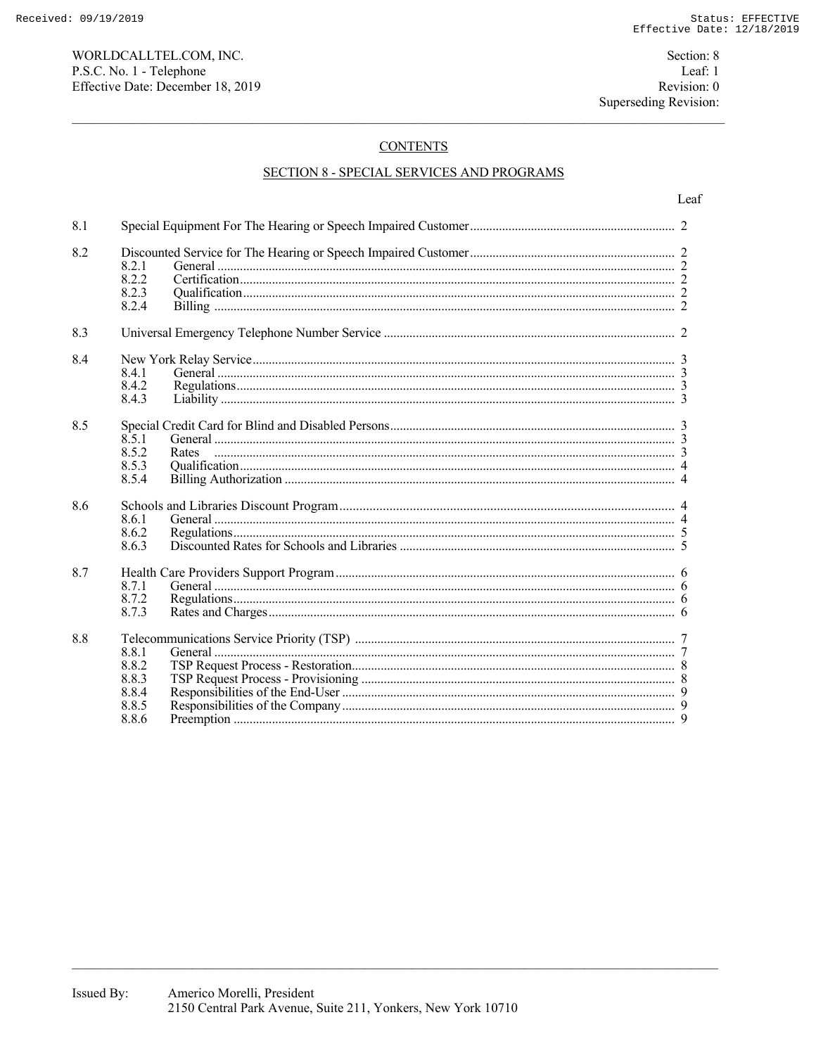WORLDCALLTEL.COM, INC.
P.S.C. No. 1 - Telephone
Effective Date: December 18, 2019

Section: 8
Leaf: 1
Revision: 0
Superseding Revision:

## CONTENTS

## SECTION 8 - SPECIAL SERVICES AND PROGRAMS

| | | Leaf |
|---|---|---|
| 8.1 | Special Equipment For The Hearing or Speech Impaired Customer | 2 |
| 8.2 | Discounted Service for The Hearing or Speech Impaired Customer | 2 |
| | 8.2.1 General | 2 |
| | 8.2.2 Certification | 2 |
| | 8.2.3 Qualification | 2 |
| | 8.2.4 Billing | 2 |
| 8.3 | Universal Emergency Telephone Number Service | 2 |
| 8.4 | New York Relay Service | 3 |
| | 8.4.1 General | 3 |
| | 8.4.2 Regulations | 3 |
| | 8.4.3 Liability | 3 |
| 8.5 | Special Credit Card for Blind and Disabled Persons | 3 |
| | 8.5.1 General | 3 |
| | 8.5.2 Rates | 3 |
| | 8.5.3 Qualification | 4 |
| | 8.5.4 Billing Authorization | 4 |
| 8.6 | Schools and Libraries Discount Program | 4 |
| | 8.6.1 General | 4 |
| | 8.6.2 Regulations | 5 |
| | 8.6.3 Discounted Rates for Schools and Libraries | 5 |
| 8.7 | Health Care Providers Support Program | 6 |
| | 8.7.1 General | 6 |
| | 8.7.2 Regulations | 6 |
| | 8.7.3 Rates and Charges | 6 |
| 8.8 | Telecommunications Service Priority (TSP) | 7 |
| | 8.8.1 General | 7 |
| | 8.8.2 TSP Request Process - Restoration | 8 |
| | 8.8.3 TSP Request Process - Provisioning | 8 |
| | 8.8.4 Responsibilities of the End-User | 9 |
| | 8.8.5 Responsibilities of the Company | 9 |
| | 8.8.6 Preemption | 9 |

Issued By: Americo Morelli, President
2150 Central Park Avenue, Suite 211, Yonkers, New York 10710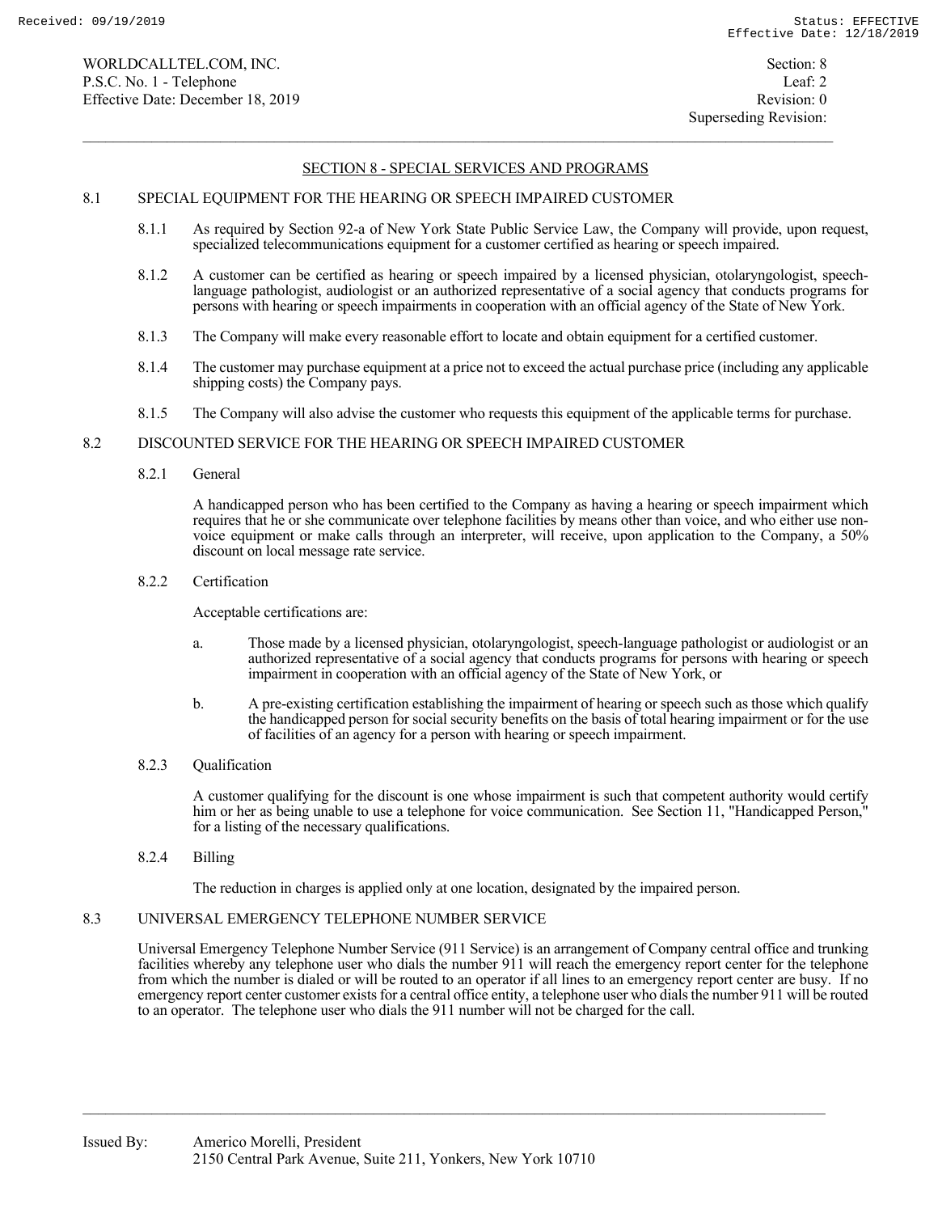## SECTION 8 - SPECIAL SERVICES AND PROGRAMS

### 8.1 SPECIAL EQUIPMENT FOR THE HEARING OR SPEECH IMPAIRED CUSTOMER

8.1.1 As required by Section 92-a of New York State Public Service Law, the Company will provide, upon request, specialized telecommunications equipment for a customer certified as hearing or speech impaired.

8.1.2 A customer can be certified as hearing or speech impaired by a licensed physician, otolaryngologist, speech-language pathologist, audiologist or an authorized representative of a social agency that conducts programs for persons with hearing or speech impairments in cooperation with an official agency of the State of New York.

8.1.3 The Company will make every reasonable effort to locate and obtain equipment for a certified customer.

8.1.4 The customer may purchase equipment at a price not to exceed the actual purchase price (including any applicable shipping costs) the Company pays.

8.1.5 The Company will also advise the customer who requests this equipment of the applicable terms for purchase.

### 8.2 DISCOUNTED SERVICE FOR THE HEARING OR SPEECH IMPAIRED CUSTOMER

8.2.1 General

A handicapped person who has been certified to the Company as having a hearing or speech impairment which requires that he or she communicate over telephone facilities by means other than voice, and who either use non-voice equipment or make calls through an interpreter, will receive, upon application to the Company, a 50% discount on local message rate service.

8.2.2 Certification

Acceptable certifications are:

a. Those made by a licensed physician, otolaryngologist, speech-language pathologist or audiologist or an authorized representative of a social agency that conducts programs for persons with hearing or speech impairment in cooperation with an official agency of the State of New York, or

b. A pre-existing certification establishing the impairment of hearing or speech such as those which qualify the handicapped person for social security benefits on the basis of total hearing impairment or for the use of facilities of an agency for a person with hearing or speech impairment.

8.2.3 Qualification

A customer qualifying for the discount is one whose impairment is such that competent authority would certify him or her as being unable to use a telephone for voice communication. See Section 11, "Handicapped Person," for a listing of the necessary qualifications.

8.2.4 Billing

The reduction in charges is applied only at one location, designated by the impaired person.

### 8.3 UNIVERSAL EMERGENCY TELEPHONE NUMBER SERVICE

Universal Emergency Telephone Number Service (911 Service) is an arrangement of Company central office and trunking facilities whereby any telephone user who dials the number 911 will reach the emergency report center for the telephone from which the number is dialed or will be routed to an operator if all lines to an emergency report center are busy. If no emergency report center customer exists for a central office entity, a telephone user who dials the number 911 will be routed to an operator. The telephone user who dials the 911 number will not be charged for the call.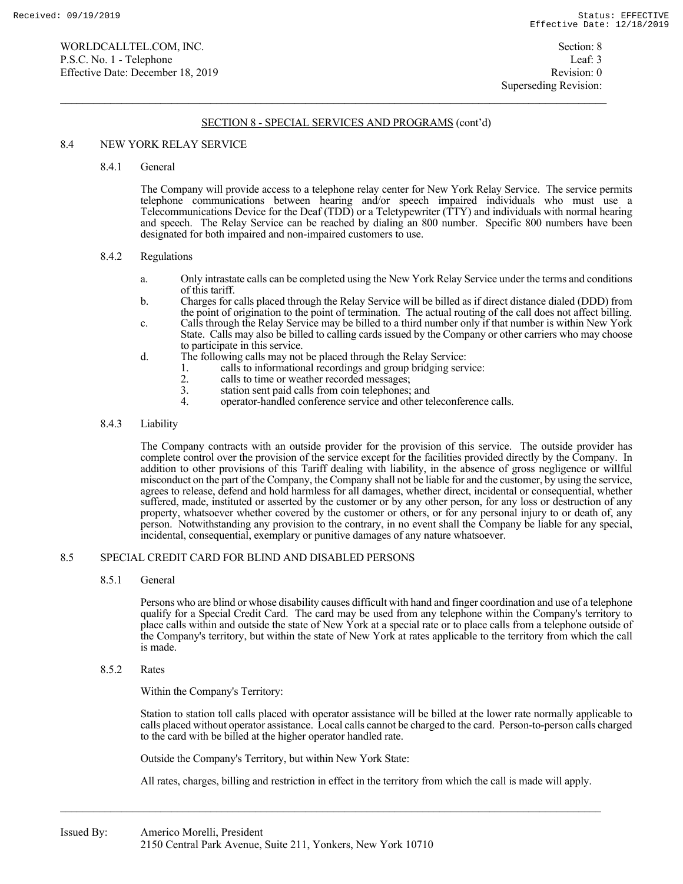## SECTION 8 - SPECIAL SERVICES AND PROGRAMS (cont'd)

### 8.4 NEW YORK RELAY SERVICE

#### 8.4.1 General

The Company will provide access to a telephone relay center for New York Relay Service. The service permits telephone communications between hearing and/or speech impaired individuals who must use a Telecommunications Device for the Deaf (TDD) or a Teletypewriter (TTY) and individuals with normal hearing and speech. The Relay Service can be reached by dialing an 800 number. Specific 800 numbers have been designated for both impaired and non-impaired customers to use.

#### 8.4.2 Regulations

a. Only intrastate calls can be completed using the New York Relay Service under the terms and conditions of this tariff.

b. Charges for calls placed through the Relay Service will be billed as if direct distance dialed (DDD) from the point of origination to the point of termination. The actual routing of the call does not affect billing.

c. Calls through the Relay Service may be billed to a third number only if that number is within New York State. Calls may also be billed to calling cards issued by the Company or other carriers who may choose to participate in this service.

d. The following calls may not be placed through the Relay Service:
   1. calls to informational recordings and group bridging service:
   2. calls to time or weather recorded messages;
   3. station sent paid calls from coin telephones; and
   4. operator-handled conference service and other teleconference calls.

#### 8.4.3 Liability

The Company contracts with an outside provider for the provision of this service. The outside provider has complete control over the provision of the service except for the facilities provided directly by the Company. In addition to other provisions of this Tariff dealing with liability, in the absence of gross negligence or willful misconduct on the part of the Company, the Company shall not be liable for and the customer, by using the service, agrees to release, defend and hold harmless for all damages, whether direct, incidental or consequential, whether suffered, made, instituted or asserted by the customer or by any other person, for any loss or destruction of any property, whatsoever whether covered by the customer or others, or for any personal injury to or death of, any person. Notwithstanding any provision to the contrary, in no event shall the Company be liable for any special, incidental, consequential, exemplary or punitive damages of any nature whatsoever.

### 8.5 SPECIAL CREDIT CARD FOR BLIND AND DISABLED PERSONS

#### 8.5.1 General

Persons who are blind or whose disability causes difficult with hand and finger coordination and use of a telephone qualify for a Special Credit Card. The card may be used from any telephone within the Company's territory to place calls within and outside the state of New York at a special rate or to place calls from a telephone outside of the Company's territory, but within the state of New York at rates applicable to the territory from which the call is made.

#### 8.5.2 Rates

Within the Company's Territory:

Station to station toll calls placed with operator assistance will be billed at the lower rate normally applicable to calls placed without operator assistance. Local calls cannot be charged to the card. Person-to-person calls charged to the card with be billed at the higher operator handled rate.

Outside the Company's Territory, but within New York State:

All rates, charges, billing and restriction in effect in the territory from which the call is made will apply.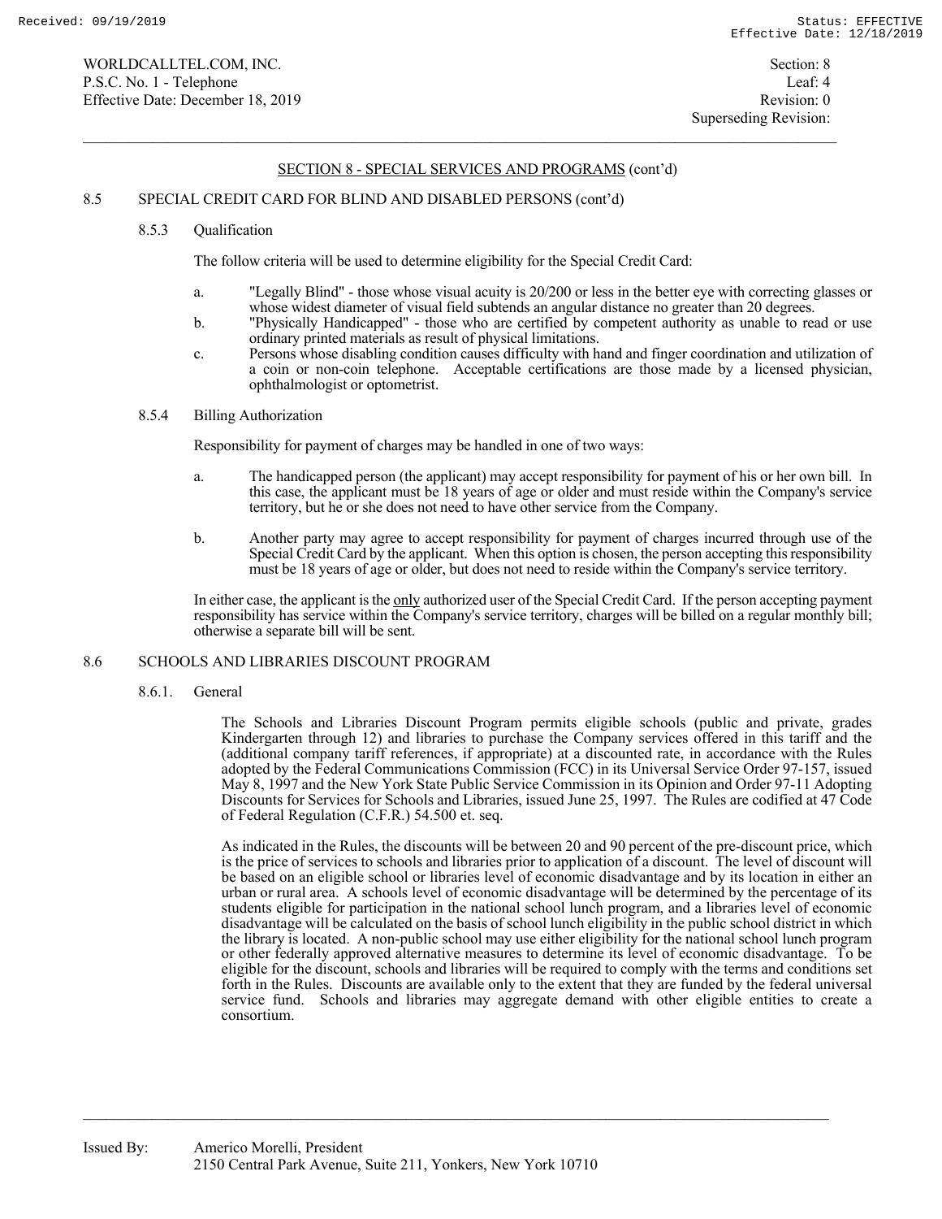## SECTION 8 - SPECIAL SERVICES AND PROGRAMS (cont'd)

### 8.5 SPECIAL CREDIT CARD FOR BLIND AND DISABLED PERSONS (cont'd)

#### 8.5.3 Qualification

The follow criteria will be used to determine eligibility for the Special Credit Card:

a. "Legally Blind" - those whose visual acuity is 20/200 or less in the better eye with correcting glasses or whose widest diameter of visual field subtends an angular distance no greater than 20 degrees.

b. "Physically Handicapped" - those who are certified by competent authority as unable to read or use ordinary printed materials as result of physical limitations.

c. Persons whose disabling condition causes difficulty with hand and finger coordination and utilization of a coin or non-coin telephone. Acceptable certifications are those made by a licensed physician, ophthalmologist or optometrist.

#### 8.5.4 Billing Authorization

Responsibility for payment of charges may be handled in one of two ways:

a. The handicapped person (the applicant) may accept responsibility for payment of his or her own bill. In this case, the applicant must be 18 years of age or older and must reside within the Company's service territory, but he or she does not need to have other service from the Company.

b. Another party may agree to accept responsibility for payment of charges incurred through use of the Special Credit Card by the applicant. When this option is chosen, the person accepting this responsibility must be 18 years of age or older, but does not need to reside within the Company's service territory.

In either case, the applicant is the <u>only</u> authorized user of the Special Credit Card. If the person accepting payment responsibility has service within the Company's service territory, charges will be billed on a regular monthly bill; otherwise a separate bill will be sent.

### 8.6 SCHOOLS AND LIBRARIES DISCOUNT PROGRAM

#### 8.6.1. General

The Schools and Libraries Discount Program permits eligible schools (public and private, grades Kindergarten through 12) and libraries to purchase the Company services offered in this tariff and the (additional company tariff references, if appropriate) at a discounted rate, in accordance with the Rules adopted by the Federal Communications Commission (FCC) in its Universal Service Order 97-157, issued May 8, 1997 and the New York State Public Service Commission in its Opinion and Order 97-11 Adopting Discounts for Services for Schools and Libraries, issued June 25, 1997. The Rules are codified at 47 Code of Federal Regulation (C.F.R.) 54.500 et. seq.

As indicated in the Rules, the discounts will be between 20 and 90 percent of the pre-discount price, which is the price of services to schools and libraries prior to application of a discount. The level of discount will be based on an eligible school or libraries level of economic disadvantage and by its location in either an urban or rural area. A schools level of economic disadvantage will be determined by the percentage of its students eligible for participation in the national school lunch program, and a libraries level of economic disadvantage will be calculated on the basis of school lunch eligibility in the public school district in which the library is located. A non-public school may use either eligibility for the national school lunch program or other federally approved alternative measures to determine its level of economic disadvantage. To be eligible for the discount, schools and libraries will be required to comply with the terms and conditions set forth in the Rules. Discounts are available only to the extent that they are funded by the federal universal service fund. Schools and libraries may aggregate demand with other eligible entities to create a consortium.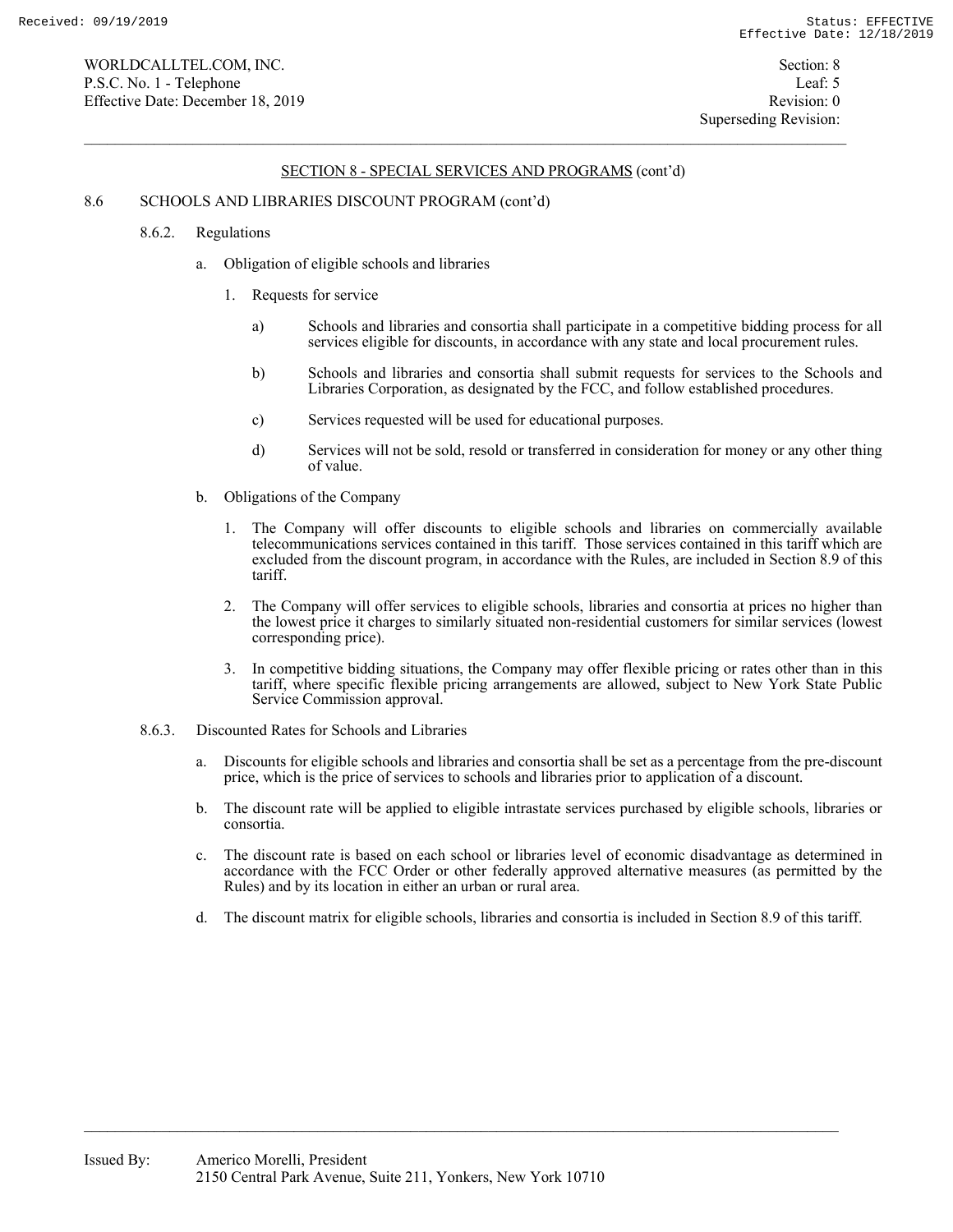## SECTION 8 - SPECIAL SERVICES AND PROGRAMS (cont'd)

8.6 SCHOOLS AND LIBRARIES DISCOUNT PROGRAM (cont'd)

8.6.2. Regulations

a. Obligation of eligible schools and libraries

1. Requests for service

a) Schools and libraries and consortia shall participate in a competitive bidding process for all services eligible for discounts, in accordance with any state and local procurement rules.

b) Schools and libraries and consortia shall submit requests for services to the Schools and Libraries Corporation, as designated by the FCC, and follow established procedures.

c) Services requested will be used for educational purposes.

d) Services will not be sold, resold or transferred in consideration for money or any other thing of value.

b. Obligations of the Company

1. The Company will offer discounts to eligible schools and libraries on commercially available telecommunications services contained in this tariff. Those services contained in this tariff which are excluded from the discount program, in accordance with the Rules, are included in Section 8.9 of this tariff.

2. The Company will offer services to eligible schools, libraries and consortia at prices no higher than the lowest price it charges to similarly situated non-residential customers for similar services (lowest corresponding price).

3. In competitive bidding situations, the Company may offer flexible pricing or rates other than in this tariff, where specific flexible pricing arrangements are allowed, subject to New York State Public Service Commission approval.

8.6.3. Discounted Rates for Schools and Libraries

a. Discounts for eligible schools and libraries and consortia shall be set as a percentage from the pre-discount price, which is the price of services to schools and libraries prior to application of a discount.

b. The discount rate will be applied to eligible intrastate services purchased by eligible schools, libraries or consortia.

c. The discount rate is based on each school or libraries level of economic disadvantage as determined in accordance with the FCC Order or other federally approved alternative measures (as permitted by the Rules) and by its location in either an urban or rural area.

d. The discount matrix for eligible schools, libraries and consortia is included in Section 8.9 of this tariff.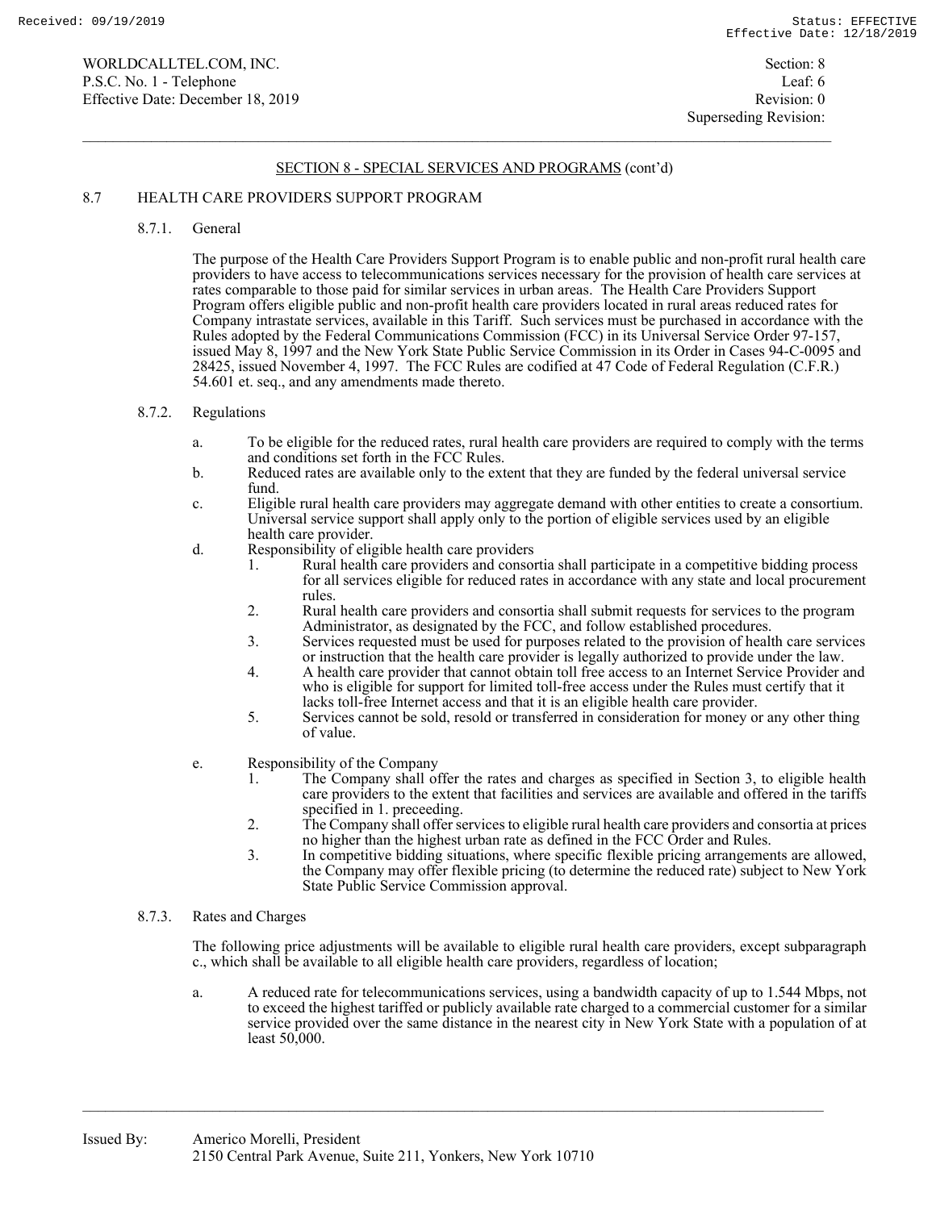## SECTION 8 - SPECIAL SERVICES AND PROGRAMS (cont'd)

### 8.7 HEALTH CARE PROVIDERS SUPPORT PROGRAM

#### 8.7.1. General

The purpose of the Health Care Providers Support Program is to enable public and non-profit rural health care providers to have access to telecommunications services necessary for the provision of health care services at rates comparable to those paid for similar services in urban areas. The Health Care Providers Support Program offers eligible public and non-profit health care providers located in rural areas reduced rates for Company intrastate services, available in this Tariff. Such services must be purchased in accordance with the Rules adopted by the Federal Communications Commission (FCC) in its Universal Service Order 97-157, issued May 8, 1997 and the New York State Public Service Commission in its Order in Cases 94-C-0095 and 28425, issued November 4, 1997. The FCC Rules are codified at 47 Code of Federal Regulation (C.F.R.) 54.601 et. seq., and any amendments made thereto.

#### 8.7.2. Regulations

a. To be eligible for the reduced rates, rural health care providers are required to comply with the terms and conditions set forth in the FCC Rules.

b. Reduced rates are available only to the extent that they are funded by the federal universal service fund.

c. Eligible rural health care providers may aggregate demand with other entities to create a consortium. Universal service support shall apply only to the portion of eligible services used by an eligible health care provider.

d. Responsibility of eligible health care providers
   1. Rural health care providers and consortia shall participate in a competitive bidding process for all services eligible for reduced rates in accordance with any state and local procurement rules.
   2. Rural health care providers and consortia shall submit requests for services to the program Administrator, as designated by the FCC, and follow established procedures.
   3. Services requested must be used for purposes related to the provision of health care services or instruction that the health care provider is legally authorized to provide under the law.
   4. A health care provider that cannot obtain toll free access to an Internet Service Provider and who is eligible for support for limited toll-free access under the Rules must certify that it lacks toll-free Internet access and that it is an eligible health care provider.
   5. Services cannot be sold, resold or transferred in consideration for money or any other thing of value.

e. Responsibility of the Company
   1. The Company shall offer the rates and charges as specified in Section 3, to eligible health care providers to the extent that facilities and services are available and offered in the tariffs specified in 1. preceeding.
   2. The Company shall offer services to eligible rural health care providers and consortia at prices no higher than the highest urban rate as defined in the FCC Order and Rules.
   3. In competitive bidding situations, where specific flexible pricing arrangements are allowed, the Company may offer flexible pricing (to determine the reduced rate) subject to New York State Public Service Commission approval.

#### 8.7.3. Rates and Charges

The following price adjustments will be available to eligible rural health care providers, except subparagraph c., which shall be available to all eligible health care providers, regardless of location;

a. A reduced rate for telecommunications services, using a bandwidth capacity of up to 1.544 Mbps, not to exceed the highest tariffed or publicly available rate charged to a commercial customer for a similar service provided over the same distance in the nearest city in New York State with a population of at least 50,000.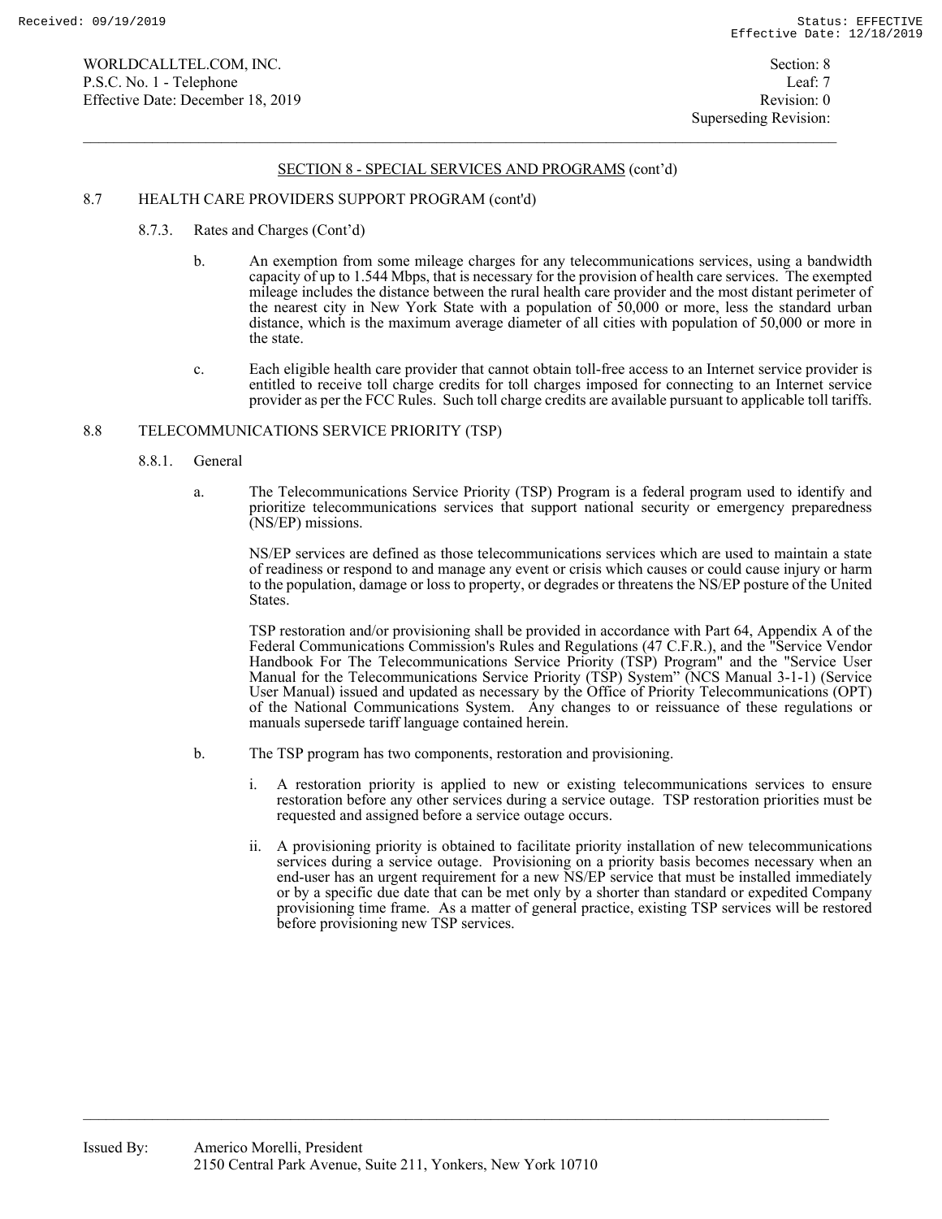## SECTION 8 - SPECIAL SERVICES AND PROGRAMS (cont'd)

### 8.7 HEALTH CARE PROVIDERS SUPPORT PROGRAM (cont'd)

#### 8.7.3. Rates and Charges (Cont'd)

b. An exemption from some mileage charges for any telecommunications services, using a bandwidth capacity of up to 1.544 Mbps, that is necessary for the provision of health care services. The exempted mileage includes the distance between the rural health care provider and the most distant perimeter of the nearest city in New York State with a population of 50,000 or more, less the standard urban distance, which is the maximum average diameter of all cities with population of 50,000 or more in the state.

c. Each eligible health care provider that cannot obtain toll-free access to an Internet service provider is entitled to receive toll charge credits for toll charges imposed for connecting to an Internet service provider as per the FCC Rules. Such toll charge credits are available pursuant to applicable toll tariffs.

### 8.8 TELECOMMUNICATIONS SERVICE PRIORITY (TSP)

#### 8.8.1. General

a. The Telecommunications Service Priority (TSP) Program is a federal program used to identify and prioritize telecommunications services that support national security or emergency preparedness (NS/EP) missions.

NS/EP services are defined as those telecommunications services which are used to maintain a state of readiness or respond to and manage any event or crisis which causes or could cause injury or harm to the population, damage or loss to property, or degrades or threatens the NS/EP posture of the United States.

TSP restoration and/or provisioning shall be provided in accordance with Part 64, Appendix A of the Federal Communications Commission's Rules and Regulations (47 C.F.R.), and the "Service Vendor Handbook For The Telecommunications Service Priority (TSP) Program" and the "Service User Manual for the Telecommunications Service Priority (TSP) System" (NCS Manual 3-1-1) (Service User Manual) issued and updated as necessary by the Office of Priority Telecommunications (OPT) of the National Communications System. Any changes to or reissuance of these regulations or manuals supersede tariff language contained herein.

b. The TSP program has two components, restoration and provisioning.

i. A restoration priority is applied to new or existing telecommunications services to ensure restoration before any other services during a service outage. TSP restoration priorities must be requested and assigned before a service outage occurs.

ii. A provisioning priority is obtained to facilitate priority installation of new telecommunications services during a service outage. Provisioning on a priority basis becomes necessary when an end-user has an urgent requirement for a new NS/EP service that must be installed immediately or by a specific due date that can be met only by a shorter than standard or expedited Company provisioning time frame. As a matter of general practice, existing TSP services will be restored before provisioning new TSP services.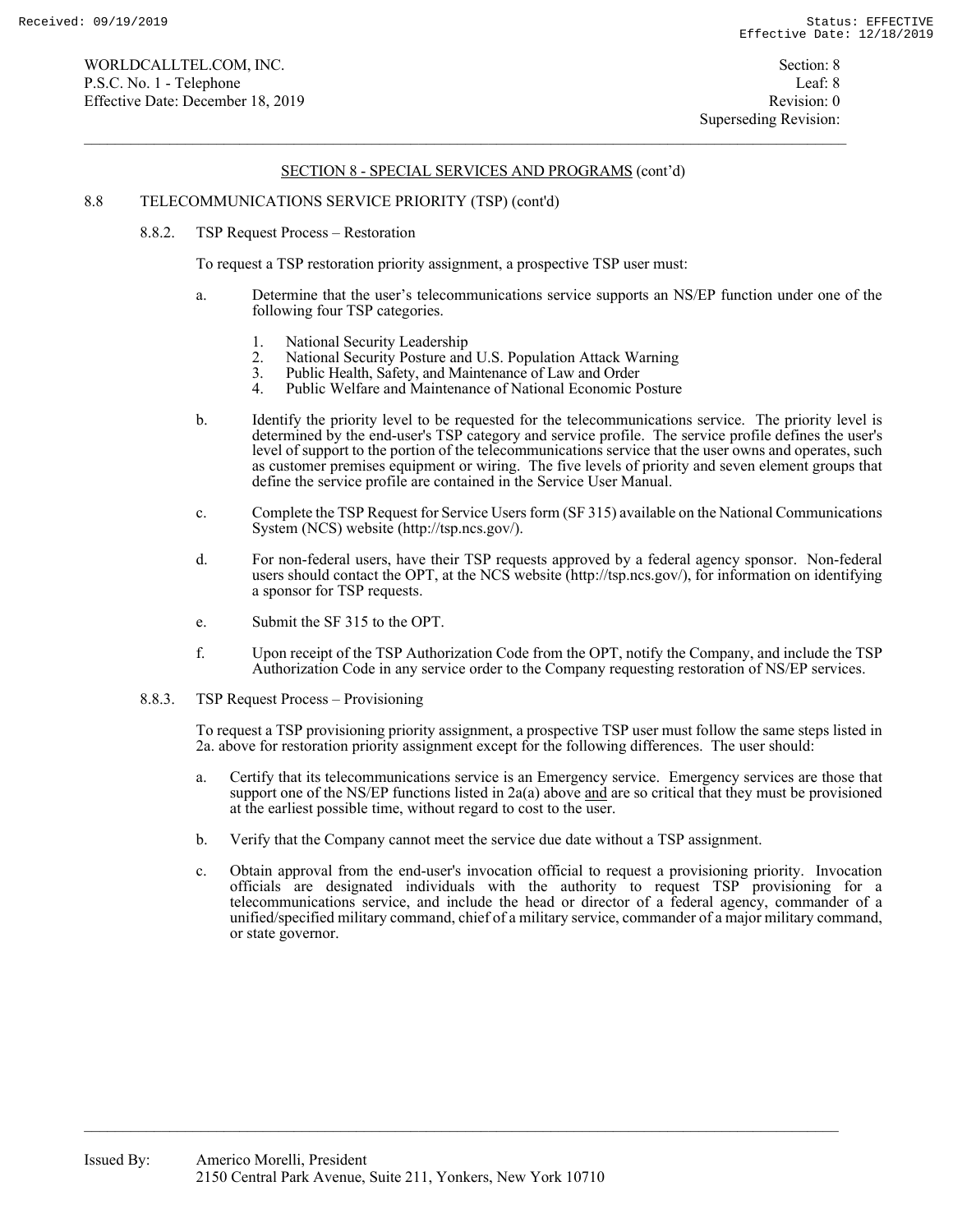## SECTION 8 - SPECIAL SERVICES AND PROGRAMS (cont'd)

### 8.8 TELECOMMUNICATIONS SERVICE PRIORITY (TSP) (cont'd)

#### 8.8.2. TSP Request Process – Restoration

To request a TSP restoration priority assignment, a prospective TSP user must:

a. Determine that the user's telecommunications service supports an NS/EP function under one of the following four TSP categories.

   1. National Security Leadership
   2. National Security Posture and U.S. Population Attack Warning
   3. Public Health, Safety, and Maintenance of Law and Order
   4. Public Welfare and Maintenance of National Economic Posture

b. Identify the priority level to be requested for the telecommunications service. The priority level is determined by the end-user's TSP category and service profile. The service profile defines the user's level of support to the portion of the telecommunications service that the user owns and operates, such as customer premises equipment or wiring. The five levels of priority and seven element groups that define the service profile are contained in the Service User Manual.

c. Complete the TSP Request for Service Users form (SF 315) available on the National Communications System (NCS) website (http://tsp.ncs.gov/).

d. For non-federal users, have their TSP requests approved by a federal agency sponsor. Non-federal users should contact the OPT, at the NCS website (http://tsp.ncs.gov/), for information on identifying a sponsor for TSP requests.

e. Submit the SF 315 to the OPT.

f. Upon receipt of the TSP Authorization Code from the OPT, notify the Company, and include the TSP Authorization Code in any service order to the Company requesting restoration of NS/EP services.

#### 8.8.3. TSP Request Process – Provisioning

To request a TSP provisioning priority assignment, a prospective TSP user must follow the same steps listed in 2a. above for restoration priority assignment except for the following differences. The user should:

a. Certify that its telecommunications service is an Emergency service. Emergency services are those that support one of the NS/EP functions listed in 2a(a) above <u>and</u> are so critical that they must be provisioned at the earliest possible time, without regard to cost to the user.

b. Verify that the Company cannot meet the service due date without a TSP assignment.

c. Obtain approval from the end-user's invocation official to request a provisioning priority. Invocation officials are designated individuals with the authority to request TSP provisioning for a telecommunications service, and include the head or director of a federal agency, commander of a unified/specified military command, chief of a military service, commander of a major military command, or state governor.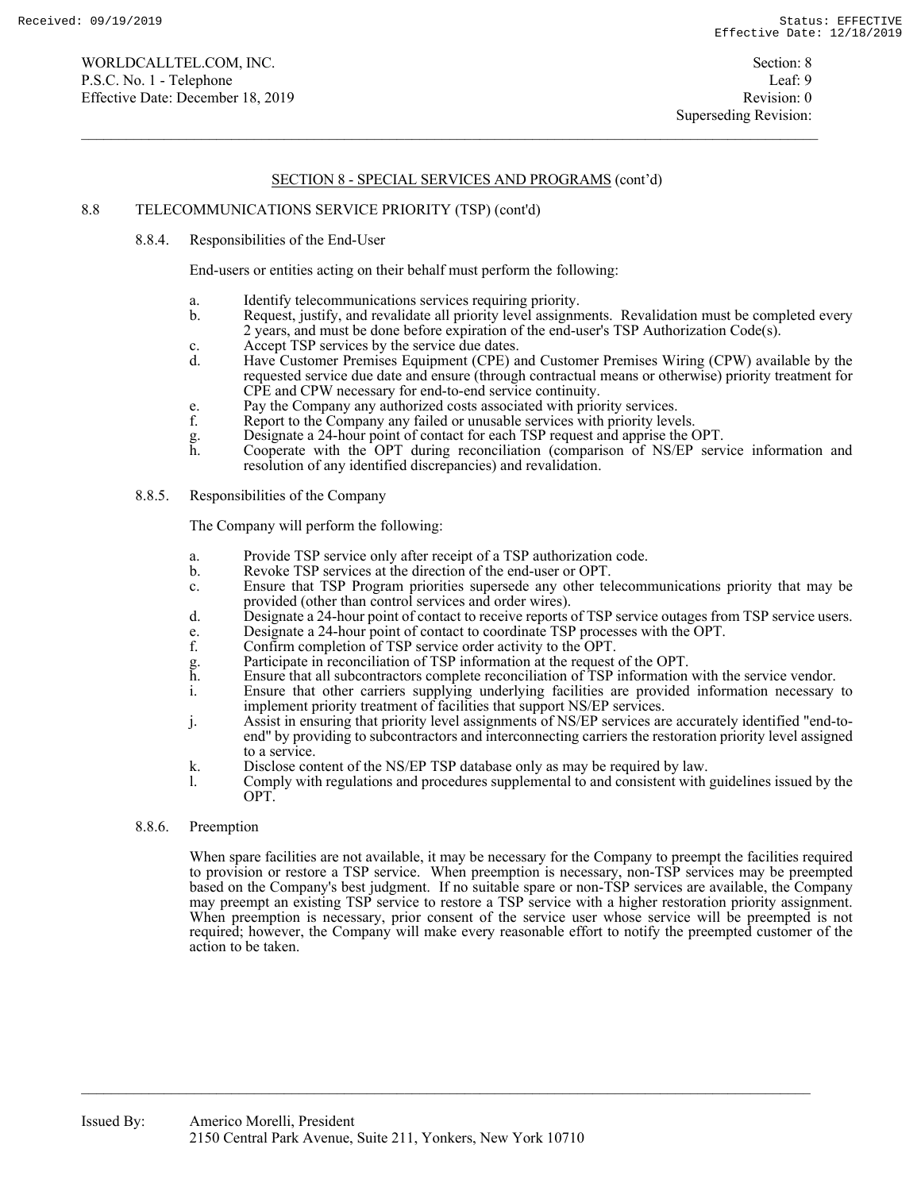## SECTION 8 - SPECIAL SERVICES AND PROGRAMS (cont'd)

### 8.8 TELECOMMUNICATIONS SERVICE PRIORITY (TSP) (cont'd)

#### 8.8.4. Responsibilities of the End-User

End-users or entities acting on their behalf must perform the following:

a. Identify telecommunications services requiring priority.
b. Request, justify, and revalidate all priority level assignments. Revalidation must be completed every 2 years, and must be done before expiration of the end-user's TSP Authorization Code(s).
c. Accept TSP services by the service due dates.
d. Have Customer Premises Equipment (CPE) and Customer Premises Wiring (CPW) available by the requested service due date and ensure (through contractual means or otherwise) priority treatment for CPE and CPW necessary for end-to-end service continuity.
e. Pay the Company any authorized costs associated with priority services.
f. Report to the Company any failed or unusable services with priority levels.
g. Designate a 24-hour point of contact for each TSP request and apprise the OPT.
h. Cooperate with the OPT during reconciliation (comparison of NS/EP service information and resolution of any identified discrepancies) and revalidation.

#### 8.8.5. Responsibilities of the Company

The Company will perform the following:

a. Provide TSP service only after receipt of a TSP authorization code.
b. Revoke TSP services at the direction of the end-user or OPT.
c. Ensure that TSP Program priorities supersede any other telecommunications priority that may be provided (other than control services and order wires).
d. Designate a 24-hour point of contact to receive reports of TSP service outages from TSP service users.
e. Designate a 24-hour point of contact to coordinate TSP processes with the OPT.
f. Confirm completion of TSP service order activity to the OPT.
g. Participate in reconciliation of TSP information at the request of the OPT.
h. Ensure that all subcontractors complete reconciliation of TSP information with the service vendor.
i. Ensure that other carriers supplying underlying facilities are provided information necessary to implement priority treatment of facilities that support NS/EP services.
j. Assist in ensuring that priority level assignments of NS/EP services are accurately identified "end-to-end" by providing to subcontractors and interconnecting carriers the restoration priority level assigned to a service.
k. Disclose content of the NS/EP TSP database only as may be required by law.
l. Comply with regulations and procedures supplemental to and consistent with guidelines issued by the OPT.

#### 8.8.6. Preemption

When spare facilities are not available, it may be necessary for the Company to preempt the facilities required to provision or restore a TSP service. When preemption is necessary, non-TSP services may be preempted based on the Company's best judgment. If no suitable spare or non-TSP services are available, the Company may preempt an existing TSP service to restore a TSP service with a higher restoration priority assignment. When preemption is necessary, prior consent of the service user whose service will be preempted is not required; however, the Company will make every reasonable effort to notify the preempted customer of the action to be taken.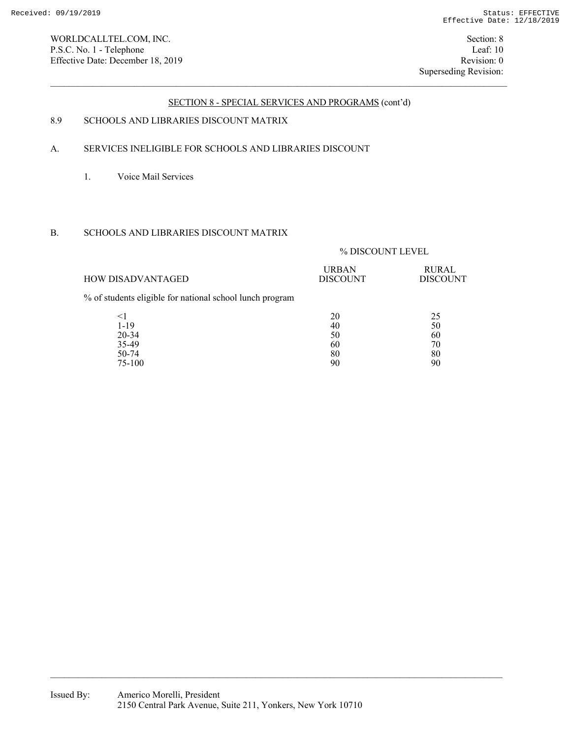WORLDCALLTEL.COM, INC.
P.S.C. No. 1 - Telephone
Effective Date: December 18, 2019

Section: 8
Leaf: 10
Revision: 0
Superseding Revision:

## SECTION 8 - SPECIAL SERVICES AND PROGRAMS (cont'd)

### 8.9 SCHOOLS AND LIBRARIES DISCOUNT MATRIX

#### A. SERVICES INELIGIBLE FOR SCHOOLS AND LIBRARIES DISCOUNT

1. Voice Mail Services

#### B. SCHOOLS AND LIBRARIES DISCOUNT MATRIX

| | % DISCOUNT LEVEL | |
|---|---|---|
| HOW DISADVANTAGED | URBAN DISCOUNT | RURAL DISCOUNT |
| % of students eligible for national school lunch program | | |
| <1 | 20 | 25 |
| 1-19 | 40 | 50 |
| 20-34 | 50 | 60 |
| 35-49 | 60 | 70 |
| 50-74 | 80 | 80 |
| 75-100 | 90 | 90 |

Issued By: Americo Morelli, President
2150 Central Park Avenue, Suite 211, Yonkers, New York 10710